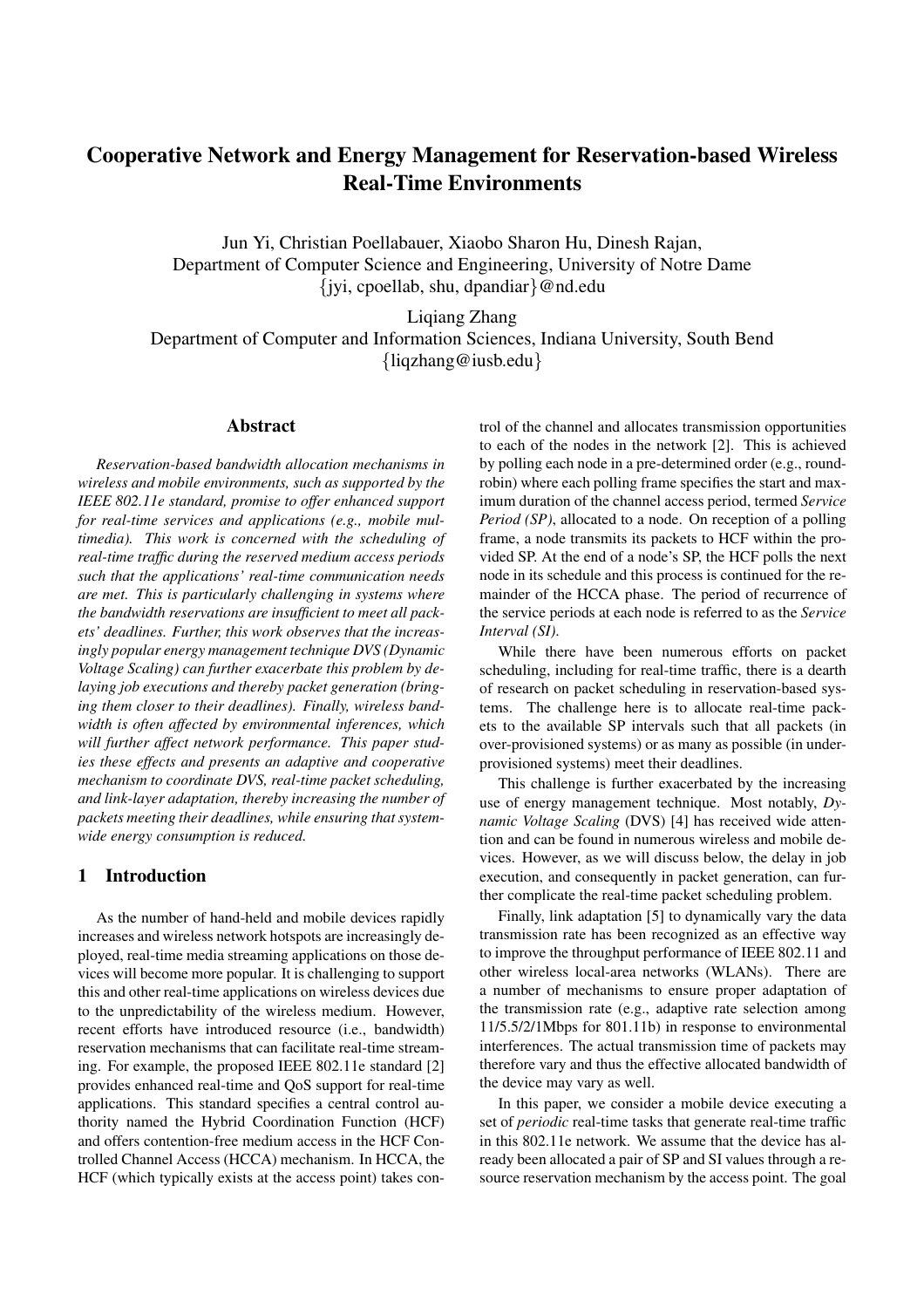# Cooperative Network and Energy Management for Reservation-based Wireless Real-Time Environments

Jun Yi, Christian Poellabauer, Xiaobo Sharon Hu, Dinesh Rajan,
Department of Computer Science and Engineering, University of Notre Dame
{jyi, cpoellab, shu, dpandiar}@nd.edu

Liqiang Zhang
Department of Computer and Information Sciences, Indiana University, South Bend
{liqzhang@iusb.edu}

## Abstract

*Reservation-based bandwidth allocation mechanisms in wireless and mobile environments, such as supported by the IEEE 802.11e standard, promise to offer enhanced support for real-time services and applications (e.g., mobile multimedia). This work is concerned with the scheduling of real-time traffic during the reserved medium access periods such that the applications' real-time communication needs are met. This is particularly challenging in systems where the bandwidth reservations are insufficient to meet all packets' deadlines. Further, this work observes that the increasingly popular energy management technique DVS (Dynamic Voltage Scaling) can further exacerbate this problem by delaying job executions and thereby packet generation (bringing them closer to their deadlines). Finally, wireless bandwidth is often affected by environmental inferences, which will further affect network performance. This paper studies these effects and presents an adaptive and cooperative mechanism to coordinate DVS, real-time packet scheduling, and link-layer adaptation, thereby increasing the number of packets meeting their deadlines, while ensuring that system-wide energy consumption is reduced.*

## 1 Introduction

As the number of hand-held and mobile devices rapidly increases and wireless network hotspots are increasingly deployed, real-time media streaming applications on those devices will become more popular. It is challenging to support this and other real-time applications on wireless devices due to the unpredictability of the wireless medium. However, recent efforts have introduced resource (i.e., bandwidth) reservation mechanisms that can facilitate real-time streaming. For example, the proposed IEEE 802.11e standard [2] provides enhanced real-time and QoS support for real-time applications. This standard specifies a central control authority named the Hybrid Coordination Function (HCF) and offers contention-free medium access in the HCF Controlled Channel Access (HCCA) mechanism. In HCCA, the HCF (which typically exists at the access point) takes control of the channel and allocates transmission opportunities to each of the nodes in the network [2]. This is achieved by polling each node in a pre-determined order (e.g., round-robin) where each polling frame specifies the start and maximum duration of the channel access period, termed *Service Period (SP)*, allocated to a node. On reception of a polling frame, a node transmits its packets to HCF within the provided SP. At the end of a node's SP, the HCF polls the next node in its schedule and this process is continued for the remainder of the HCCA phase. The period of recurrence of the service periods at each node is referred to as the *Service Interval (SI)*.

While there have been numerous efforts on packet scheduling, including for real-time traffic, there is a dearth of research on packet scheduling in reservation-based systems. The challenge here is to allocate real-time packets to the available SP intervals such that all packets (in over-provisioned systems) or as many as possible (in under-provisioned systems) meet their deadlines.

This challenge is further exacerbated by the increasing use of energy management technique. Most notably, *Dynamic Voltage Scaling* (DVS) [4] has received wide attention and can be found in numerous wireless and mobile devices. However, as we will discuss below, the delay in job execution, and consequently in packet generation, can further complicate the real-time packet scheduling problem.

Finally, link adaptation [5] to dynamically vary the data transmission rate has been recognized as an effective way to improve the throughput performance of IEEE 802.11 and other wireless local-area networks (WLANs). There are a number of mechanisms to ensure proper adaptation of the transmission rate (e.g., adaptive rate selection among 11/5.5/2/1Mbps for 801.11b) in response to environmental interferences. The actual transmission time of packets may therefore vary and thus the effective allocated bandwidth of the device may vary as well.

In this paper, we consider a mobile device executing a set of *periodic* real-time tasks that generate real-time traffic in this 802.11e network. We assume that the device has already been allocated a pair of SP and SI values through a resource reservation mechanism by the access point. The goal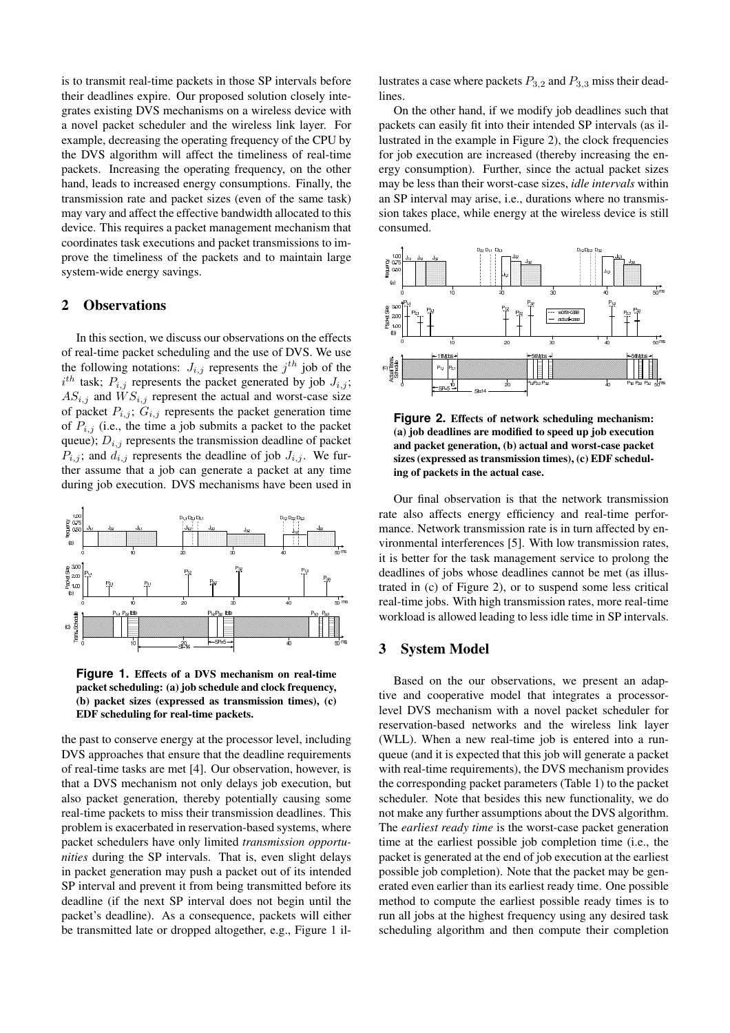is to transmit real-time packets in those SP intervals before their deadlines expire. Our proposed solution closely integrates existing DVS mechanisms on a wireless device with a novel packet scheduler and the wireless link layer. For example, decreasing the operating frequency of the CPU by the DVS algorithm will affect the timeliness of real-time packets. Increasing the operating frequency, on the other hand, leads to increased energy consumptions. Finally, the transmission rate and packet sizes (even of the same task) may vary and affect the effective bandwidth allocated to this device. This requires a packet management mechanism that coordinates task executions and packet transmissions to improve the timeliness of the packets and to maintain large system-wide energy savings.

## 2 Observations

In this section, we discuss our observations on the effects of real-time packet scheduling and the use of DVS. We use the following notations: $J_{i,j}$ represents the $j^{th}$ job of the $i^{th}$ task; $P_{i,j}$ represents the packet generated by job $J_{i,j}$; $AS_{i,j}$ and $WS_{i,j}$ represent the actual and worst-case size of packet $P_{i,j}$; $G_{i,j}$ represents the packet generation time of $P_{i,j}$ (i.e., the time a job submits a packet to the packet queue); $D_{i,j}$ represents the transmission deadline of packet $P_{i,j}$; and $d_{i,j}$ represents the deadline of job $J_{i,j}$. We further assume that a job can generate a packet at any time during job execution. DVS mechanisms have been used in

**Figure 1.** Effects of a DVS mechanism on real-time packet scheduling: (a) job schedule and clock frequency, (b) packet sizes (expressed as transmission times), (c) EDF scheduling for real-time packets.

the past to conserve energy at the processor level, including DVS approaches that ensure that the deadline requirements of real-time tasks are met [4]. Our observation, however, is that a DVS mechanism not only delays job execution, but also packet generation, thereby potentially causing some real-time packets to miss their transmission deadlines. This problem is exacerbated in reservation-based systems, where packet schedulers have only limited *transmission opportunities* during the SP intervals. That is, even slight delays in packet generation may push a packet out of its intended SP interval and prevent it from being transmitted before its deadline (if the next SP interval does not begin until the packet's deadline). As a consequence, packets will either be transmitted late or dropped altogether, e.g., Figure 1 illustrates a case where packets $P_{3,2}$ and $P_{3,3}$ miss their deadlines.

On the other hand, if we modify job deadlines such that packets can easily fit into their intended SP intervals (as illustrated in the example in Figure 2), the clock frequencies for job execution are increased (thereby increasing the energy consumption). Further, since the actual packet sizes may be less than their worst-case sizes, *idle intervals* within an SP interval may arise, i.e., durations where no transmission takes place, while energy at the wireless device is still consumed.

**Figure 2.** Effects of network scheduling mechanism: (a) job deadlines are modified to speed up job execution and packet generation, (b) actual and worst-case packet sizes (expressed as transmission times), (c) EDF scheduling of packets in the actual case.

Our final observation is that the network transmission rate also affects energy efficiency and real-time performance. Network transmission rate is in turn affected by environmental interferences [5]. With low transmission rates, it is better for the task management service to prolong the deadlines of jobs whose deadlines cannot be met (as illustrated in (c) of Figure 2), or to suspend some less critical real-time jobs. With high transmission rates, more real-time workload is allowed leading to less idle time in SP intervals.

## 3 System Model

Based on the our observations, we present an adaptive and cooperative model that integrates a processor-level DVS mechanism with a novel packet scheduler for reservation-based networks and the wireless link layer (WLL). When a new real-time job is entered into a run-queue (and it is expected that this job will generate a packet with real-time requirements), the DVS mechanism provides the corresponding packet parameters (Table 1) to the packet scheduler. Note that besides this new functionality, we do not make any further assumptions about the DVS algorithm. The *earliest ready time* is the worst-case packet generation time at the earliest possible job completion time (i.e., the packet is generated at the end of job execution at the earliest possible job completion). Note that the packet may be generated even earlier than its earliest ready time. One possible method to compute the earliest possible ready times is to run all jobs at the highest frequency using any desired task scheduling algorithm and then compute their completion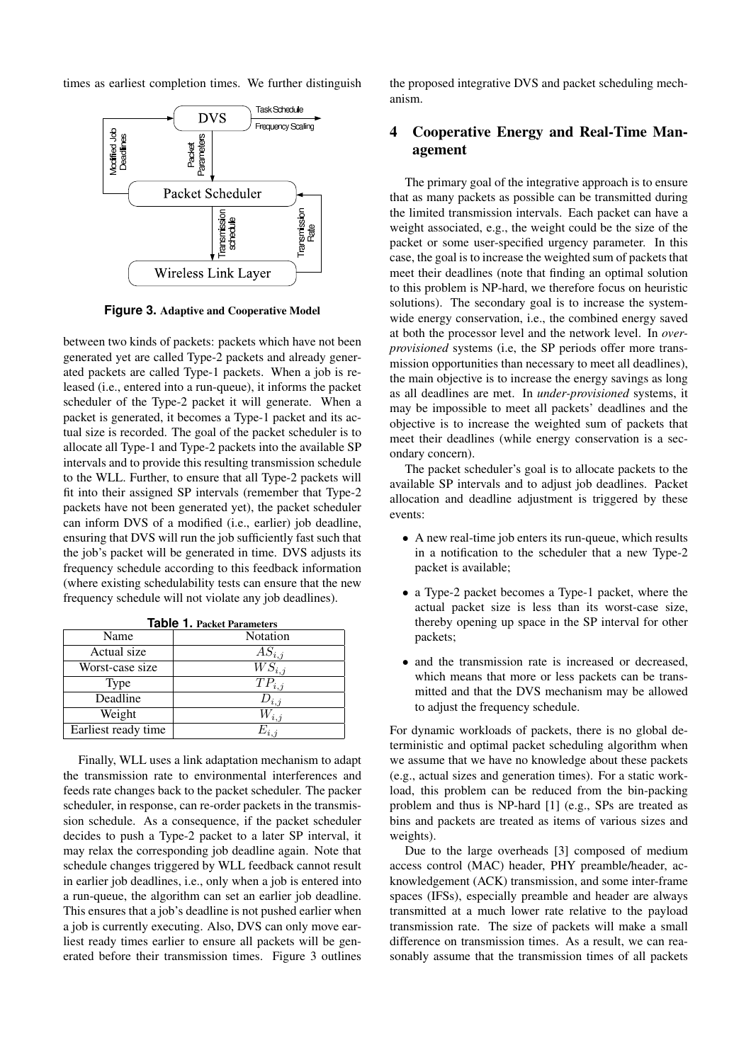times as earliest completion times. We further distinguish between two kinds of packets: packets which have not been generated yet are called Type-2 packets and already generated packets are called Type-1 packets. When a job is released (i.e., entered into a run-queue), it informs the packet scheduler of the Type-2 packet it will generate. When a packet is generated, it becomes a Type-1 packet and its actual size is recorded. The goal of the packet scheduler is to allocate all Type-1 and Type-2 packets into the available SP intervals and to provide this resulting transmission schedule to the WLL. Further, to ensure that all Type-2 packets will fit into their assigned SP intervals (remember that Type-2 packets have not been generated yet), the packet scheduler can inform DVS of a modified (i.e., earlier) job deadline, ensuring that DVS will run the job sufficiently fast such that the job's packet will be generated in time. DVS adjusts its frequency schedule according to this feedback information (where existing schedulability tests can ensure that the new frequency schedule will not violate any job deadlines).

**Figure 3.** Adaptive and Cooperative Model

**Table 1.** Packet Parameters

| Name | Notation |
|---|---|
| Actual size | $AS_{i,j}$ |
| Worst-case size | $WS_{i,j}$ |
| Type | $TP_{i,j}$ |
| Deadline | $D_{i,j}$ |
| Weight | $W_{i,j}$ |
| Earliest ready time | $E_{i,j}$ |

Finally, WLL uses a link adaptation mechanism to adapt the transmission rate to environmental interferences and feeds rate changes back to the packet scheduler. The packer scheduler, in response, can re-order packets in the transmission schedule. As a consequence, if the packet scheduler decides to push a Type-2 packet to a later SP interval, it may relax the corresponding job deadline again. Note that schedule changes triggered by WLL feedback cannot result in earlier job deadlines, i.e., only when a job is entered into a run-queue, the algorithm can set an earlier job deadline. This ensures that a job's deadline is not pushed earlier when a job is currently executing. Also, DVS can only move earliest ready times earlier to ensure all packets will be generated before their transmission times. Figure 3 outlines the proposed integrative DVS and packet scheduling mechanism.

## 4 Cooperative Energy and Real-Time Management

The primary goal of the integrative approach is to ensure that as many packets as possible can be transmitted during the limited transmission intervals. Each packet can have a weight associated, e.g., the weight could be the size of the packet or some user-specified urgency parameter. In this case, the goal is to increase the weighted sum of packets that meet their deadlines (note that finding an optimal solution to this problem is NP-hard, we therefore focus on heuristic solutions). The secondary goal is to increase the system-wide energy conservation, i.e., the combined energy saved at both the processor level and the network level. In *over-provisioned* systems (i.e, the SP periods offer more transmission opportunities than necessary to meet all deadlines), the main objective is to increase the energy savings as long as all deadlines are met. In *under-provisioned* systems, it may be impossible to meet all packets' deadlines and the objective is to increase the weighted sum of packets that meet their deadlines (while energy conservation is a secondary concern).

The packet scheduler's goal is to allocate packets to the available SP intervals and to adjust job deadlines. Packet allocation and deadline adjustment is triggered by these events:

- A new real-time job enters its run-queue, which results in a notification to the scheduler that a new Type-2 packet is available;
- a Type-2 packet becomes a Type-1 packet, where the actual packet size is less than its worst-case size, thereby opening up space in the SP interval for other packets;
- and the transmission rate is increased or decreased, which means that more or less packets can be transmitted and that the DVS mechanism may be allowed to adjust the frequency schedule.

For dynamic workloads of packets, there is no global deterministic and optimal packet scheduling algorithm when we assume that we have no knowledge about these packets (e.g., actual sizes and generation times). For a static workload, this problem can be reduced from the bin-packing problem and thus is NP-hard [1] (e.g., SPs are treated as bins and packets are treated as items of various sizes and weights).

Due to the large overheads [3] composed of medium access control (MAC) header, PHY preamble/header, acknowledgement (ACK) transmission, and some inter-frame spaces (IFSs), especially preamble and header are always transmitted at a much lower rate relative to the payload transmission rate. The size of packets will make a small difference on transmission times. As a result, we can reasonably assume that the transmission times of all packets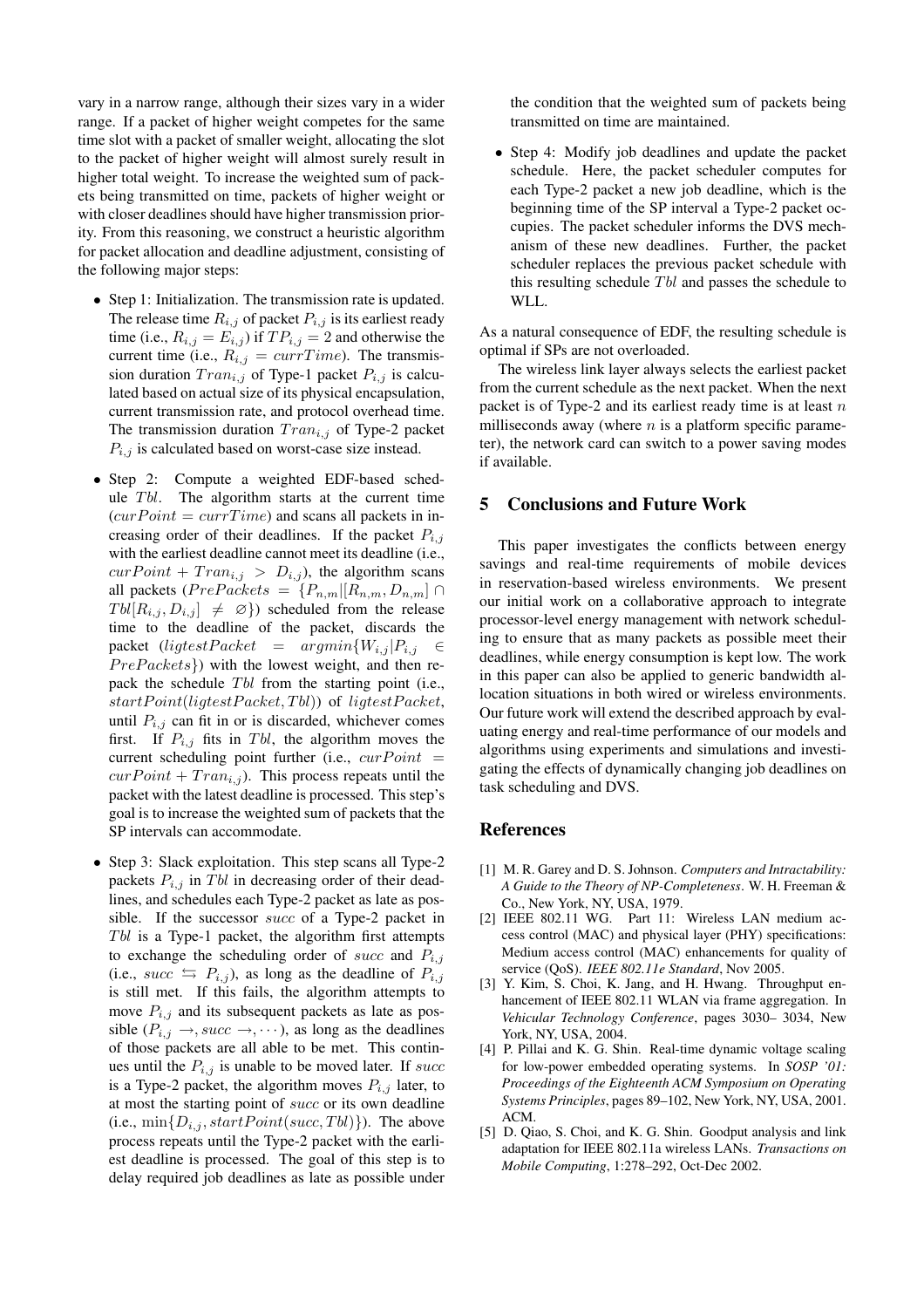vary in a narrow range, although their sizes vary in a wider range. If a packet of higher weight competes for the same time slot with a packet of smaller weight, allocating the slot to the packet of higher weight will almost surely result in higher total weight. To increase the weighted sum of packets being transmitted on time, packets of higher weight or with closer deadlines should have higher transmission priority. From this reasoning, we construct a heuristic algorithm for packet allocation and deadline adjustment, consisting of the following major steps:

- Step 1: Initialization. The transmission rate is updated. The release time $R_{i,j}$ of packet $P_{i,j}$ is its earliest ready time (i.e., $R_{i,j} = E_{i,j}$) if $TP_{i,j} = 2$ and otherwise the current time (i.e., $R_{i,j} = currTime$). The transmission duration $Tran_{i,j}$ of Type-1 packet $P_{i,j}$ is calculated based on actual size of its physical encapsulation, current transmission rate, and protocol overhead time. The transmission duration $Tran_{i,j}$ of Type-2 packet $P_{i,j}$ is calculated based on worst-case size instead.
- Step 2: Compute a weighted EDF-based schedule $Tbl$. The algorithm starts at the current time ($curPoint = currTime$) and scans all packets in increasing order of their deadlines. If the packet $P_{i,j}$ with the earliest deadline cannot meet its deadline (i.e., $curPoint + Tran_{i,j} > D_{i,j}$), the algorithm scans all packets ($PrePackets = \{P_{n,m} | [R_{n,m}, D_{n,m}] \cap Tbl[R_{i,j}, D_{i,j}] \neq \varnothing\}$) scheduled from the release time to the deadline of the packet, discards the packet ($ligtestPacket = argmin\{W_{i,j} | P_{i,j} \in PrePackets\}$) with the lowest weight, and then repack the schedule $Tbl$ from the starting point (i.e., $startPoint(ligtestPacket, Tbl)$) of $ligtestPacket$, until $P_{i,j}$ can fit in or is discarded, whichever comes first. If $P_{i,j}$ fits in $Tbl$, the algorithm moves the current scheduling point further (i.e., $curPoint = curPoint + Tran_{i,j}$). This process repeats until the packet with the latest deadline is processed. This step's goal is to increase the weighted sum of packets that the SP intervals can accommodate.
- Step 3: Slack exploitation. This step scans all Type-2 packets $P_{i,j}$ in $Tbl$ in decreasing order of their deadlines, and schedules each Type-2 packet as late as possible. If the successor $succ$ of a Type-2 packet in $Tbl$ is a Type-1 packet, the algorithm first attempts to exchange the scheduling order of $succ$ and $P_{i,j}$ (i.e., $succ \leftrightarrows P_{i,j}$), as long as the deadline of $P_{i,j}$ is still met. If this fails, the algorithm attempts to move $P_{i,j}$ and its subsequent packets as late as possible ($P_{i,j} \rightarrow, succ \rightarrow, \cdots$), as long as the deadlines of those packets are all able to be met. This continues until the $P_{i,j}$ is unable to be moved later. If $succ$ is a Type-2 packet, the algorithm moves $P_{i,j}$ later, to at most the starting point of $succ$ or its own deadline (i.e., $\min\{D_{i,j}, startPoint(succ, Tbl)\}$). The above process repeats until the Type-2 packet with the earliest deadline is processed. The goal of this step is to delay required job deadlines as late as possible under the condition that the weighted sum of packets being transmitted on time are maintained.
- Step 4: Modify job deadlines and update the packet schedule. Here, the packet scheduler computes for each Type-2 packet a new job deadline, which is the beginning time of the SP interval a Type-2 packet occupies. The packet scheduler informs the DVS mechanism of these new deadlines. Further, the packet scheduler replaces the previous packet schedule with this resulting schedule $Tbl$ and passes the schedule to WLL.

As a natural consequence of EDF, the resulting schedule is optimal if SPs are not overloaded.

The wireless link layer always selects the earliest packet from the current schedule as the next packet. When the next packet is of Type-2 and its earliest ready time is at least $n$ milliseconds away (where $n$ is a platform specific parameter), the network card can switch to a power saving modes if available.

## 5 Conclusions and Future Work

This paper investigates the conflicts between energy savings and real-time requirements of mobile devices in reservation-based wireless environments. We present our initial work on a collaborative approach to integrate processor-level energy management with network scheduling to ensure that as many packets as possible meet their deadlines, while energy consumption is kept low. The work in this paper can also be applied to generic bandwidth allocation situations in both wired or wireless environments. Our future work will extend the described approach by evaluating energy and real-time performance of our models and algorithms using experiments and simulations and investigating the effects of dynamically changing job deadlines on task scheduling and DVS.

## References

[1] M. R. Garey and D. S. Johnson. *Computers and Intractability: A Guide to the Theory of NP-Completeness*. W. H. Freeman & Co., New York, NY, USA, 1979.

[2] IEEE 802.11 WG. Part 11: Wireless LAN medium access control (MAC) and physical layer (PHY) specifications: Medium access control (MAC) enhancements for quality of service (QoS). *IEEE 802.11e Standard*, Nov 2005.

[3] Y. Kim, S. Choi, K. Jang, and H. Hwang. Throughput enhancement of IEEE 802.11 WLAN via frame aggregation. In *Vehicular Technology Conference*, pages 3030– 3034, New York, NY, USA, 2004.

[4] P. Pillai and K. G. Shin. Real-time dynamic voltage scaling for low-power embedded operating systems. In *SOSP '01: Proceedings of the Eighteenth ACM Symposium on Operating Systems Principles*, pages 89–102, New York, NY, USA, 2001. ACM.

[5] D. Qiao, S. Choi, and K. G. Shin. Goodput analysis and link adaptation for IEEE 802.11a wireless LANs. *Transactions on Mobile Computing*, 1:278–292, Oct-Dec 2002.